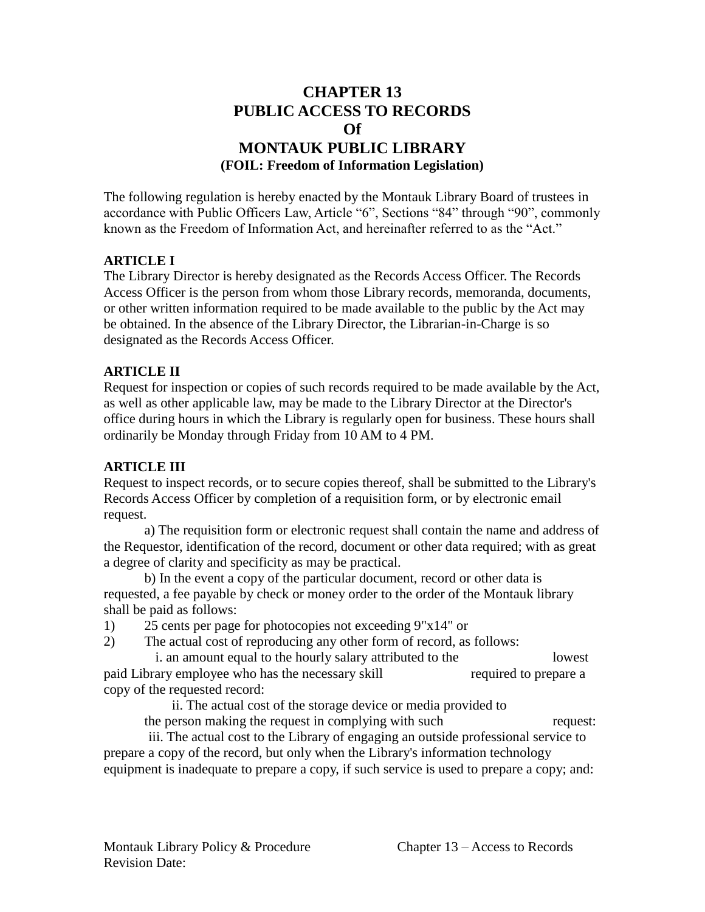# CHAPTER 13
# PUBLIC ACCESS TO RECORDS
# Of
# MONTAUK PUBLIC LIBRARY
### (FOIL: Freedom of Information Legislation)

The following regulation is hereby enacted by the Montauk Library Board of trustees in accordance with Public Officers Law, Article "6", Sections "84" through "90", commonly known as the Freedom of Information Act, and hereinafter referred to as the "Act."

**ARTICLE I**

The Library Director is hereby designated as the Records Access Officer. The Records Access Officer is the person from whom those Library records, memoranda, documents, or other written information required to be made available to the public by the Act may be obtained. In the absence of the Library Director, the Librarian-in-Charge is so designated as the Records Access Officer.

**ARTICLE II**

Request for inspection or copies of such records required to be made available by the Act, as well as other applicable law, may be made to the Library Director at the Director's office during hours in which the Library is regularly open for business. These hours shall ordinarily be Monday through Friday from 10 AM to 4 PM.

**ARTICLE III**

Request to inspect records, or to secure copies thereof, shall be submitted to the Library's Records Access Officer by completion of a requisition form, or by electronic email request.

a) The requisition form or electronic request shall contain the name and address of the Requestor, identification of the record, document or other data required; with as great a degree of clarity and specificity as may be practical.

b) In the event a copy of the particular document, record or other data is requested, a fee payable by check or money order to the order of the Montauk library shall be paid as follows:

1) 25 cents per page for photocopies not exceeding 9"x14" or
2) The actual cost of reproducing any other form of record, as follows:

i. an amount equal to the hourly salary attributed to the lowest paid Library employee who has the necessary skill required to prepare a copy of the requested record:

ii. The actual cost of the storage device or media provided to the person making the request in complying with such request:

iii. The actual cost to the Library of engaging an outside professional service to prepare a copy of the record, but only when the Library's information technology equipment is inadequate to prepare a copy, if such service is used to prepare a copy; and: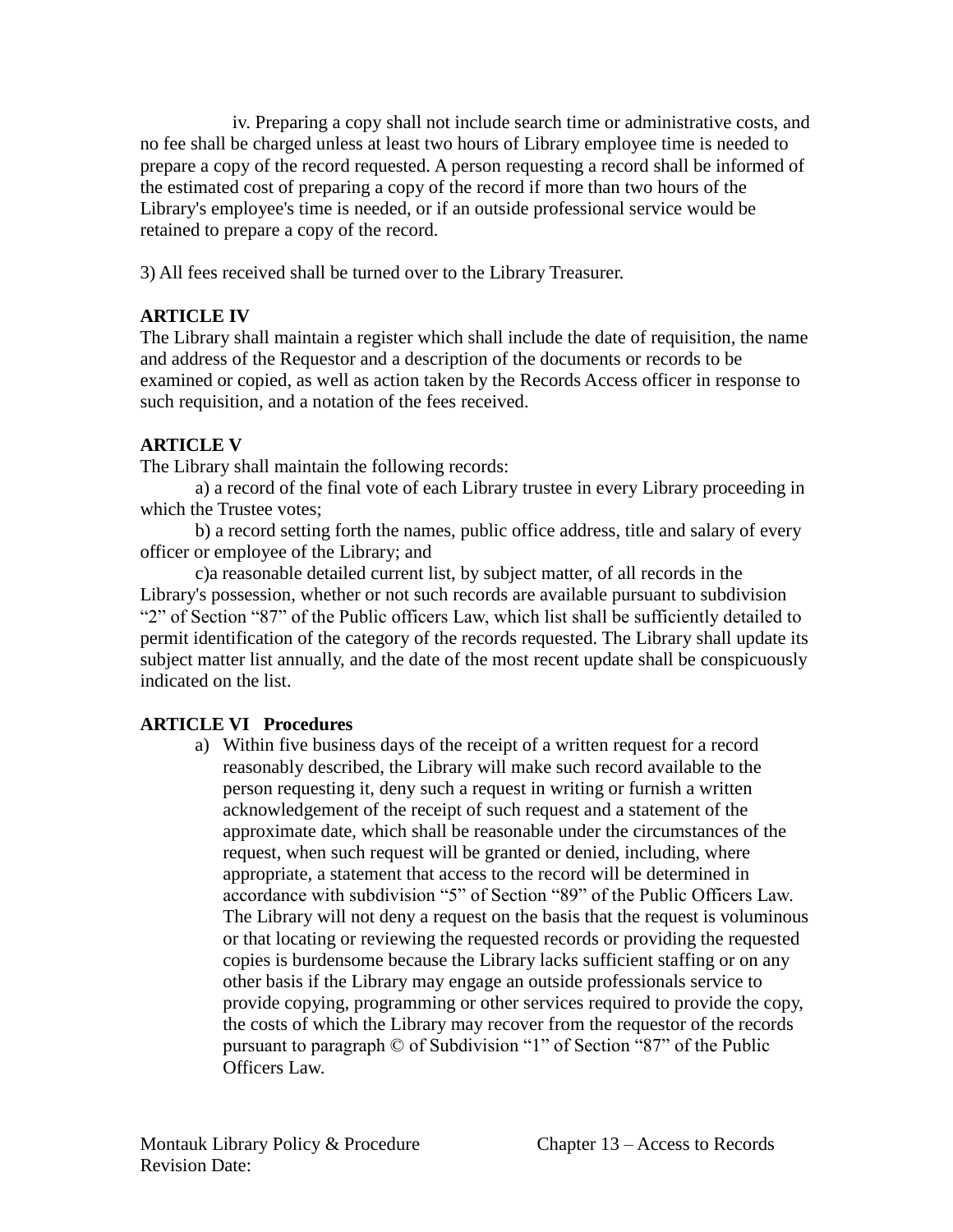iv. Preparing a copy shall not include search time or administrative costs, and no fee shall be charged unless at least two hours of Library employee time is needed to prepare a copy of the record requested. A person requesting a record shall be informed of the estimated cost of preparing a copy of the record if more than two hours of the Library's employee's time is needed, or if an outside professional service would be retained to prepare a copy of the record.

3) All fees received shall be turned over to the Library Treasurer.

**ARTICLE IV**

The Library shall maintain a register which shall include the date of requisition, the name and address of the Requestor and a description of the documents or records to be examined or copied, as well as action taken by the Records Access officer in response to such requisition, and a notation of the fees received.

**ARTICLE V**

The Library shall maintain the following records:

a) a record of the final vote of each Library trustee in every Library proceeding in which the Trustee votes;

b) a record setting forth the names, public office address, title and salary of every officer or employee of the Library; and

c)a reasonable detailed current list, by subject matter, of all records in the Library's possession, whether or not such records are available pursuant to subdivision "2" of Section "87" of the Public officers Law, which list shall be sufficiently detailed to permit identification of the category of the records requested. The Library shall update its subject matter list annually, and the date of the most recent update shall be conspicuously indicated on the list.

**ARTICLE VI Procedures**

a) Within five business days of the receipt of a written request for a record reasonably described, the Library will make such record available to the person requesting it, deny such a request in writing or furnish a written acknowledgement of the receipt of such request and a statement of the approximate date, which shall be reasonable under the circumstances of the request, when such request will be granted or denied, including, where appropriate, a statement that access to the record will be determined in accordance with subdivision "5" of Section "89" of the Public Officers Law. The Library will not deny a request on the basis that the request is voluminous or that locating or reviewing the requested records or providing the requested copies is burdensome because the Library lacks sufficient staffing or on any other basis if the Library may engage an outside professionals service to provide copying, programming or other services required to provide the copy, the costs of which the Library may recover from the requestor of the records pursuant to paragraph © of Subdivision "1" of Section "87" of the Public Officers Law.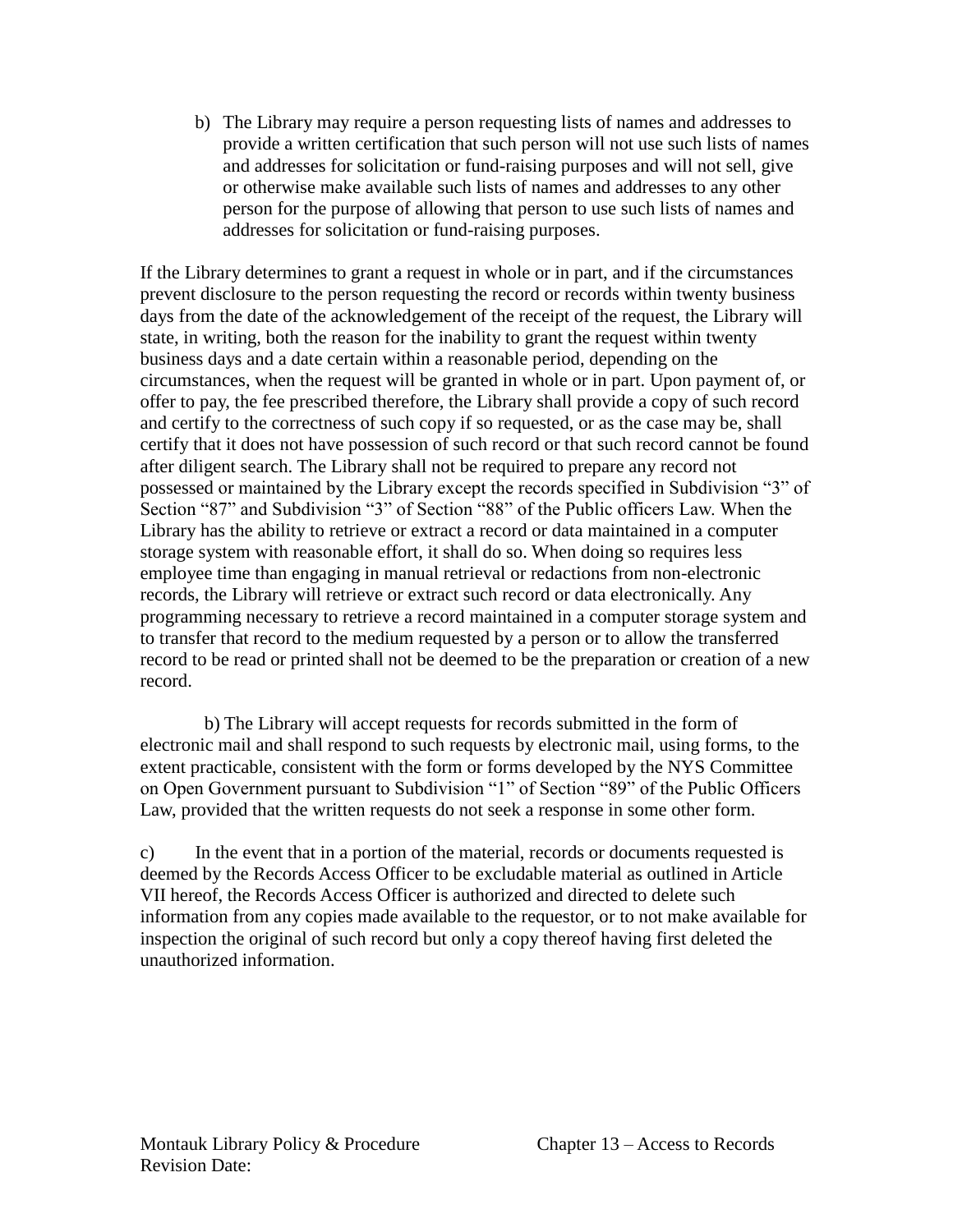b) The Library may require a person requesting lists of names and addresses to provide a written certification that such person will not use such lists of names and addresses for solicitation or fund-raising purposes and will not sell, give or otherwise make available such lists of names and addresses to any other person for the purpose of allowing that person to use such lists of names and addresses for solicitation or fund-raising purposes.

If the Library determines to grant a request in whole or in part, and if the circumstances prevent disclosure to the person requesting the record or records within twenty business days from the date of the acknowledgement of the receipt of the request, the Library will state, in writing, both the reason for the inability to grant the request within twenty business days and a date certain within a reasonable period, depending on the circumstances, when the request will be granted in whole or in part. Upon payment of, or offer to pay, the fee prescribed therefore, the Library shall provide a copy of such record and certify to the correctness of such copy if so requested, or as the case may be, shall certify that it does not have possession of such record or that such record cannot be found after diligent search. The Library shall not be required to prepare any record not possessed or maintained by the Library except the records specified in Subdivision "3" of Section "87" and Subdivision "3" of Section "88" of the Public officers Law. When the Library has the ability to retrieve or extract a record or data maintained in a computer storage system with reasonable effort, it shall do so. When doing so requires less employee time than engaging in manual retrieval or redactions from non-electronic records, the Library will retrieve or extract such record or data electronically. Any programming necessary to retrieve a record maintained in a computer storage system and to transfer that record to the medium requested by a person or to allow the transferred record to be read or printed shall not be deemed to be the preparation or creation of a new record.

b) The Library will accept requests for records submitted in the form of electronic mail and shall respond to such requests by electronic mail, using forms, to the extent practicable, consistent with the form or forms developed by the NYS Committee on Open Government pursuant to Subdivision "1" of Section "89" of the Public Officers Law, provided that the written requests do not seek a response in some other form.

c) In the event that in a portion of the material, records or documents requested is deemed by the Records Access Officer to be excludable material as outlined in Article VII hereof, the Records Access Officer is authorized and directed to delete such information from any copies made available to the requestor, or to not make available for inspection the original of such record but only a copy thereof having first deleted the unauthorized information.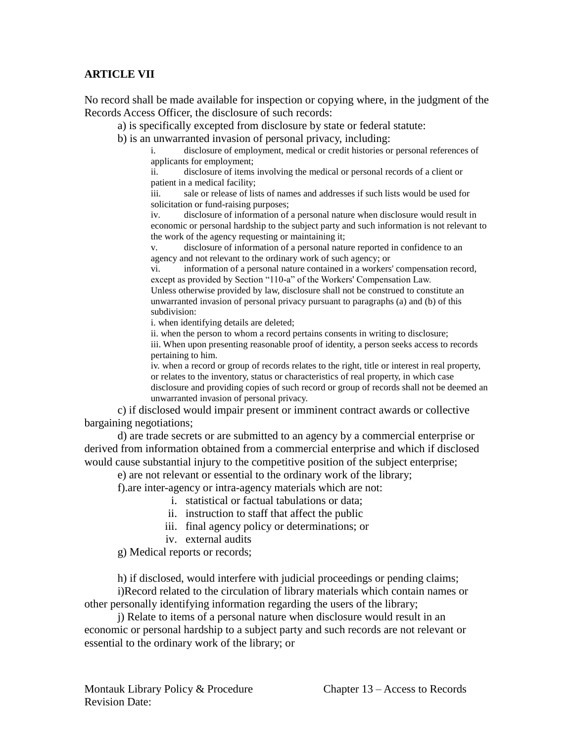**ARTICLE VII**

No record shall be made available for inspection or copying where, in the judgment of the Records Access Officer, the disclosure of such records:

a) is specifically excepted from disclosure by state or federal statute:

b) is an unwarranted invasion of personal privacy, including:

i. disclosure of employment, medical or credit histories or personal references of applicants for employment;

ii. disclosure of items involving the medical or personal records of a client or patient in a medical facility;

iii. sale or release of lists of names and addresses if such lists would be used for solicitation or fund-raising purposes;

iv. disclosure of information of a personal nature when disclosure would result in economic or personal hardship to the subject party and such information is not relevant to the work of the agency requesting or maintaining it;

v. disclosure of information of a personal nature reported in confidence to an agency and not relevant to the ordinary work of such agency; or

vi. information of a personal nature contained in a workers' compensation record, except as provided by Section "110-a" of the Workers' Compensation Law.

Unless otherwise provided by law, disclosure shall not be construed to constitute an unwarranted invasion of personal privacy pursuant to paragraphs (a) and (b) of this subdivision:

i. when identifying details are deleted;

ii. when the person to whom a record pertains consents in writing to disclosure;

iii. When upon presenting reasonable proof of identity, a person seeks access to records pertaining to him.

iv. when a record or group of records relates to the right, title or interest in real property, or relates to the inventory, status or characteristics of real property, in which case disclosure and providing copies of such record or group of records shall not be deemed an unwarranted invasion of personal privacy.

c) if disclosed would impair present or imminent contract awards or collective bargaining negotiations;

d) are trade secrets or are submitted to an agency by a commercial enterprise or derived from information obtained from a commercial enterprise and which if disclosed would cause substantial injury to the competitive position of the subject enterprise;

e) are not relevant or essential to the ordinary work of the library;

f).are inter-agency or intra-agency materials which are not:

i. statistical or factual tabulations or data;
ii. instruction to staff that affect the public
iii. final agency policy or determinations; or
iv. external audits

g) Medical reports or records;

h) if disclosed, would interfere with judicial proceedings or pending claims;

i)Record related to the circulation of library materials which contain names or other personally identifying information regarding the users of the library;

j) Relate to items of a personal nature when disclosure would result in an economic or personal hardship to a subject party and such records are not relevant or essential to the ordinary work of the library; or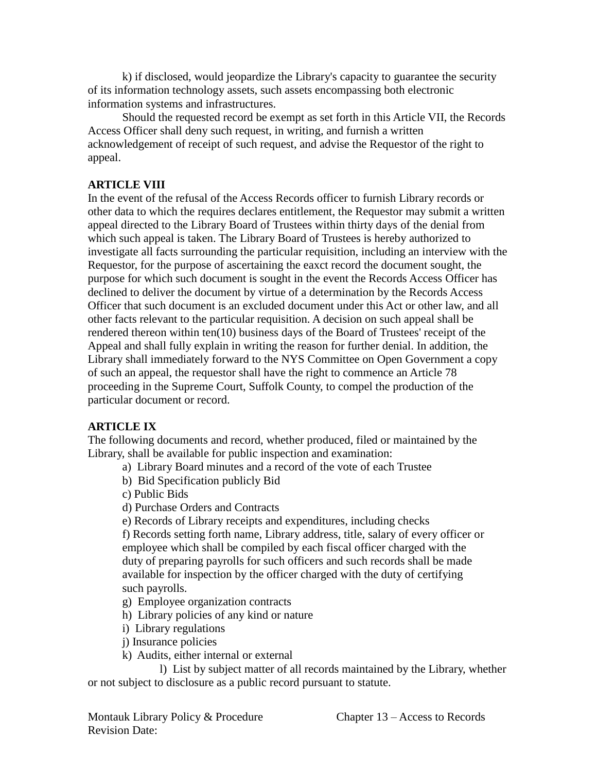k) if disclosed, would jeopardize the Library's capacity to guarantee the security of its information technology assets, such assets encompassing both electronic information systems and infrastructures.

Should the requested record be exempt as set forth in this Article VII, the Records Access Officer shall deny such request, in writing, and furnish a written acknowledgement of receipt of such request, and advise the Requestor of the right to appeal.

**ARTICLE VIII**

In the event of the refusal of the Access Records officer to furnish Library records or other data to which the requires declares entitlement, the Requestor may submit a written appeal directed to the Library Board of Trustees within thirty days of the denial from which such appeal is taken. The Library Board of Trustees is hereby authorized to investigate all facts surrounding the particular requisition, including an interview with the Requestor, for the purpose of ascertaining the eaxct record the document sought, the purpose for which such document is sought in the event the Records Access Officer has declined to deliver the document by virtue of a determination by the Records Access Officer that such document is an excluded document under this Act or other law, and all other facts relevant to the particular requisition. A decision on such appeal shall be rendered thereon within ten(10) business days of the Board of Trustees' receipt of the Appeal and shall fully explain in writing the reason for further denial. In addition, the Library shall immediately forward to the NYS Committee on Open Government a copy of such an appeal, the requestor shall have the right to commence an Article 78 proceeding in the Supreme Court, Suffolk County, to compel the production of the particular document or record.

**ARTICLE IX**

The following documents and record, whether produced, filed or maintained by the Library, shall be available for public inspection and examination:

a) Library Board minutes and a record of the vote of each Trustee
b) Bid Specification publicly Bid
c) Public Bids
d) Purchase Orders and Contracts
e) Records of Library receipts and expenditures, including checks
f) Records setting forth name, Library address, title, salary of every officer or employee which shall be compiled by each fiscal officer charged with the duty of preparing payrolls for such officers and such records shall be made available for inspection by the officer charged with the duty of certifying such payrolls.
g) Employee organization contracts
h) Library policies of any kind or nature
i) Library regulations
j) Insurance policies
k) Audits, either internal or external
l) List by subject matter of all records maintained by the Library, whether or not subject to disclosure as a public record pursuant to statute.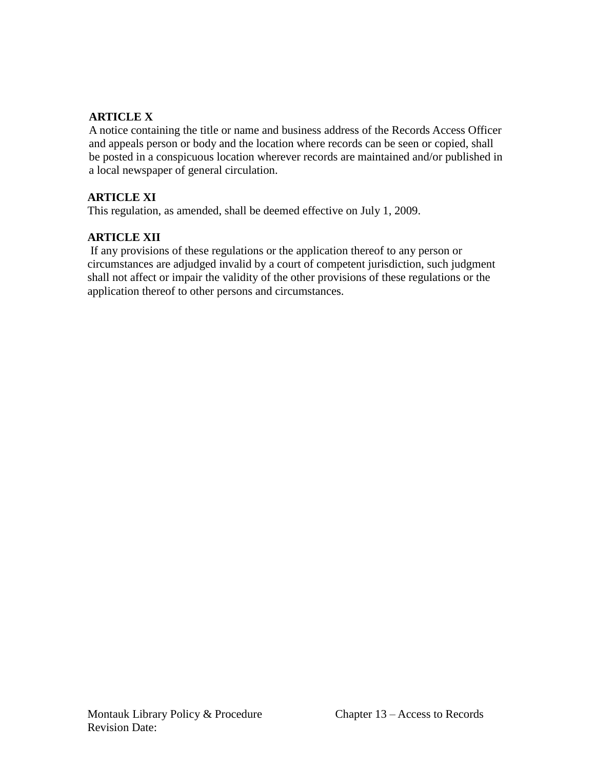**ARTICLE X**

A notice containing the title or name and business address of the Records Access Officer and appeals person or body and the location where records can be seen or copied, shall be posted in a conspicuous location wherever records are maintained and/or published in a local newspaper of general circulation.

**ARTICLE XI**

This regulation, as amended, shall be deemed effective on July 1, 2009.

**ARTICLE XII**

If any provisions of these regulations or the application thereof to any person or circumstances are adjudged invalid by a court of competent jurisdiction, such judgment shall not affect or impair the validity of the other provisions of these regulations or the application thereof to other persons and circumstances.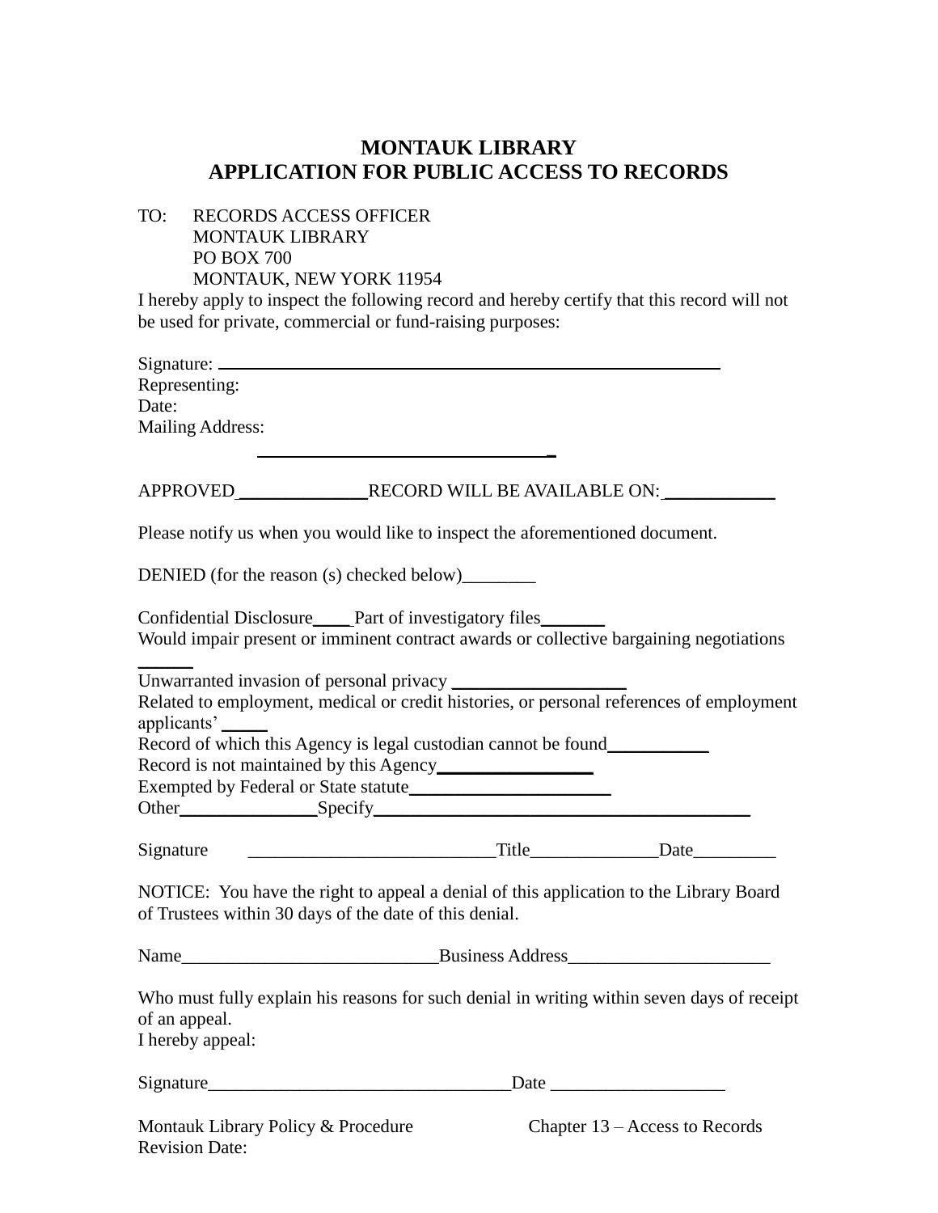# MONTAUK LIBRARY
# APPLICATION FOR PUBLIC ACCESS TO RECORDS

TO: RECORDS ACCESS OFFICER
MONTAUK LIBRARY
PO BOX 700
MONTAUK, NEW YORK 11954

I hereby apply to inspect the following record and hereby certify that this record will not be used for private, commercial or fund-raising purposes:

Signature: ____________________________________________________

Representing:

Date:

Mailing Address:

________________________________

APPROVED ______________ RECORD WILL BE AVAILABLE ON: ____________

Please notify us when you would like to inspect the aforementioned document.

DENIED (for the reason (s) checked below)________

Confidential Disclosure____ Part of investigatory files_______

Would impair present or imminent contract awards or collective bargaining negotiations ______

Unwarranted invasion of personal privacy ___________________

Related to employment, medical or credit histories, or personal references of employment applicants' _____

Record of which this Agency is legal custodian cannot be found___________

Record is not maintained by this Agency_________________

Exempted by Federal or State statute______________________

Other_______________Specify__________________________________________

Signature ___________________________Title______________Date_________

NOTICE: You have the right to appeal a denial of this application to the Library Board of Trustees within 30 days of the date of this denial.

Name____________________________Business Address______________________

Who must fully explain his reasons for such denial in writing within seven days of receipt of an appeal.

I hereby appeal:

Signature_________________________________Date ___________________

Montauk Library Policy & Procedure Chapter 13 – Access to Records
Revision Date: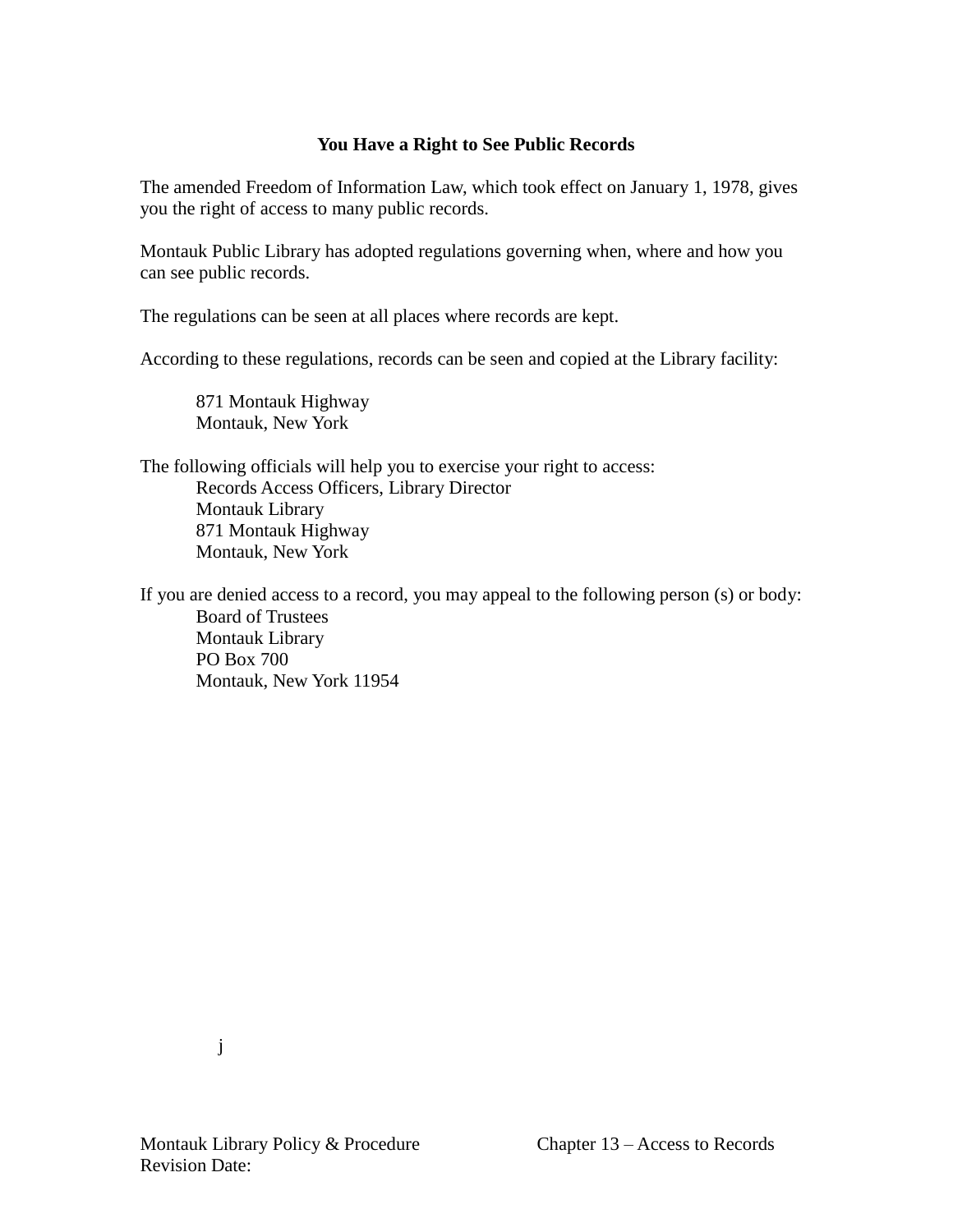# You Have a Right to See Public Records

The amended Freedom of Information Law, which took effect on January 1, 1978, gives you the right of access to many public records.

Montauk Public Library has adopted regulations governing when, where and how you can see public records.

The regulations can be seen at all places where records are kept.

According to these regulations, records can be seen and copied at the Library facility:

871 Montauk Highway
Montauk, New York

The following officials will help you to exercise your right to access:

Records Access Officers, Library Director
Montauk Library
871 Montauk Highway
Montauk, New York

If you are denied access to a record, you may appeal to the following person (s) or body:

Board of Trustees
Montauk Library
PO Box 700
Montauk, New York 11954

j